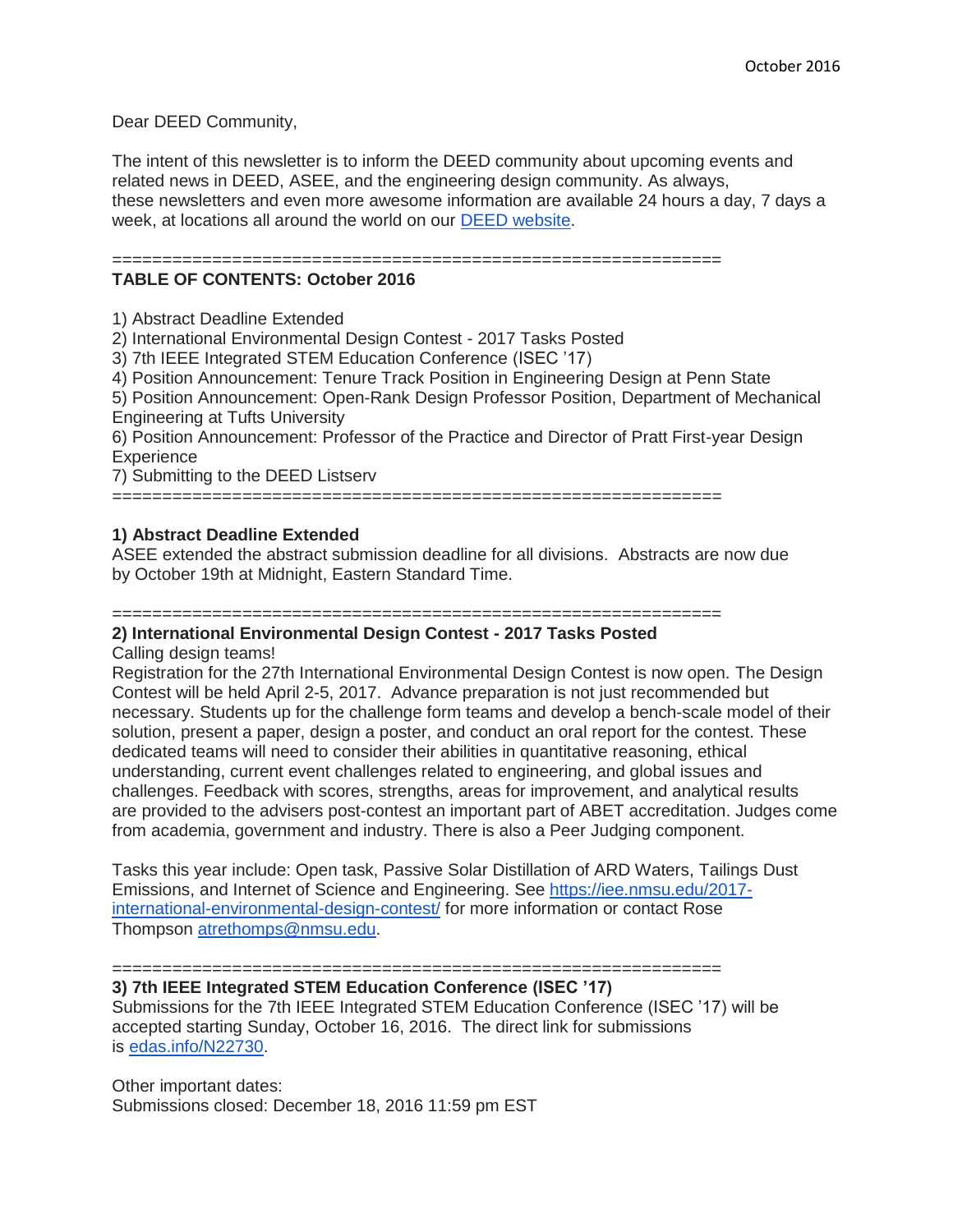October 2016

Dear DEED Community,

The intent of this newsletter is to inform the DEED community about upcoming events and related news in DEED, ASEE, and the engineering design community. As always, these newsletters and even more awesome information are available 24 hours a day, 7 days a week, at locations all around the world on our DEED website.

============================================================

**TABLE OF CONTENTS: October 2016**

1) Abstract Deadline Extended
2) International Environmental Design Contest - 2017 Tasks Posted
3) 7th IEEE Integrated STEM Education Conference (ISEC '17)
4) Position Announcement: Tenure Track Position in Engineering Design at Penn State
5) Position Announcement: Open-Rank Design Professor Position, Department of Mechanical Engineering at Tufts University
6) Position Announcement: Professor of the Practice and Director of Pratt First-year Design Experience
7) Submitting to the DEED Listserv

============================================================

**1) Abstract Deadline Extended**

ASEE extended the abstract submission deadline for all divisions. Abstracts are now due by October 19th at Midnight, Eastern Standard Time.

============================================================

**2) International Environmental Design Contest - 2017 Tasks Posted**

Calling design teams!

Registration for the 27th International Environmental Design Contest is now open. The Design Contest will be held April 2-5, 2017. Advance preparation is not just recommended but necessary. Students up for the challenge form teams and develop a bench-scale model of their solution, present a paper, design a poster, and conduct an oral report for the contest. These dedicated teams will need to consider their abilities in quantitative reasoning, ethical understanding, current event challenges related to engineering, and global issues and challenges. Feedback with scores, strengths, areas for improvement, and analytical results are provided to the advisers post-contest an important part of ABET accreditation. Judges come from academia, government and industry. There is also a Peer Judging component.

Tasks this year include: Open task, Passive Solar Distillation of ARD Waters, Tailings Dust Emissions, and Internet of Science and Engineering. See https://iee.nmsu.edu/2017-international-environmental-design-contest/ for more information or contact Rose Thompson atrethomps@nmsu.edu.

============================================================

**3) 7th IEEE Integrated STEM Education Conference (ISEC '17)**

Submissions for the 7th IEEE Integrated STEM Education Conference (ISEC '17) will be accepted starting Sunday, October 16, 2016. The direct link for submissions is edas.info/N22730.

Other important dates:
Submissions closed: December 18, 2016 11:59 pm EST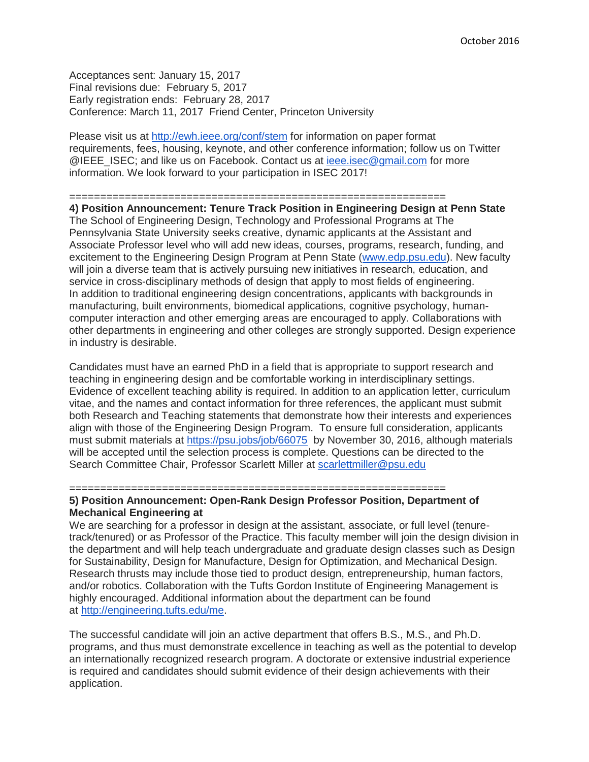Acceptances sent: January 15, 2017
Final revisions due: February 5, 2017
Early registration ends: February 28, 2017
Conference: March 11, 2017 Friend Center, Princeton University

Please visit us at http://ewh.ieee.org/conf/stem for information on paper format requirements, fees, housing, keynote, and other conference information; follow us on Twitter @IEEE_ISEC; and like us on Facebook. Contact us at ieee.isec@gmail.com for more information. We look forward to your participation in ISEC 2017!

============================================================

**4) Position Announcement: Tenure Track Position in Engineering Design at Penn State**

The School of Engineering Design, Technology and Professional Programs at The Pennsylvania State University seeks creative, dynamic applicants at the Assistant and Associate Professor level who will add new ideas, courses, programs, research, funding, and excitement to the Engineering Design Program at Penn State (www.edp.psu.edu). New faculty will join a diverse team that is actively pursuing new initiatives in research, education, and service in cross-disciplinary methods of design that apply to most fields of engineering. In addition to traditional engineering design concentrations, applicants with backgrounds in manufacturing, built environments, biomedical applications, cognitive psychology, human-computer interaction and other emerging areas are encouraged to apply. Collaborations with other departments in engineering and other colleges are strongly supported. Design experience in industry is desirable.

Candidates must have an earned PhD in a field that is appropriate to support research and teaching in engineering design and be comfortable working in interdisciplinary settings. Evidence of excellent teaching ability is required. In addition to an application letter, curriculum vitae, and the names and contact information for three references, the applicant must submit both Research and Teaching statements that demonstrate how their interests and experiences align with those of the Engineering Design Program. To ensure full consideration, applicants must submit materials at https://psu.jobs/job/66075 by November 30, 2016, although materials will be accepted until the selection process is complete. Questions can be directed to the Search Committee Chair, Professor Scarlett Miller at scarlettmiller@psu.edu

============================================================

**5) Position Announcement: Open-Rank Design Professor Position, Department of Mechanical Engineering at**

We are searching for a professor in design at the assistant, associate, or full level (tenure-track/tenured) or as Professor of the Practice. This faculty member will join the design division in the department and will help teach undergraduate and graduate design classes such as Design for Sustainability, Design for Manufacture, Design for Optimization, and Mechanical Design. Research thrusts may include those tied to product design, entrepreneurship, human factors, and/or robotics. Collaboration with the Tufts Gordon Institute of Engineering Management is highly encouraged. Additional information about the department can be found at http://engineering.tufts.edu/me.

The successful candidate will join an active department that offers B.S., M.S., and Ph.D. programs, and thus must demonstrate excellence in teaching as well as the potential to develop an internationally recognized research program. A doctorate or extensive industrial experience is required and candidates should submit evidence of their design achievements with their application.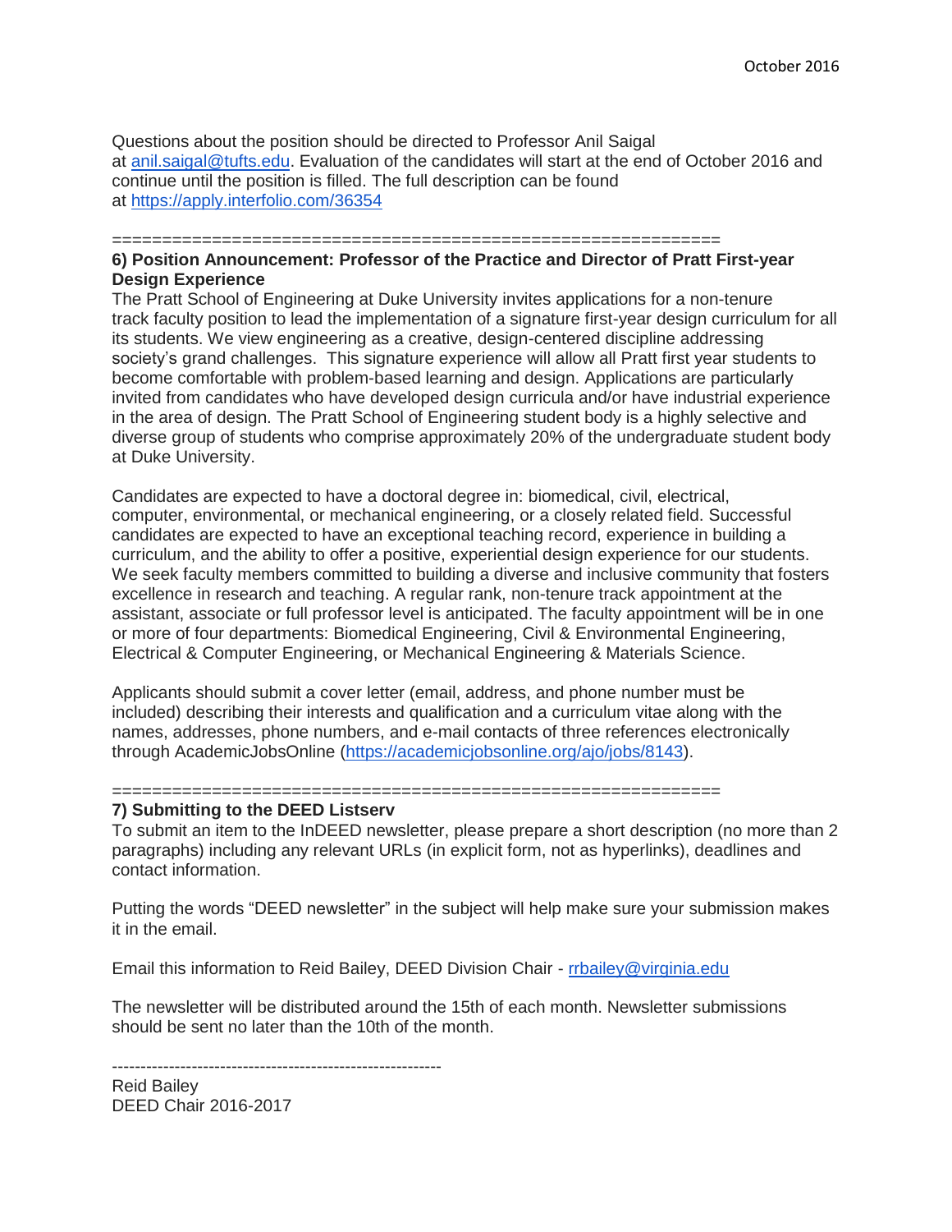Questions about the position should be directed to Professor Anil Saigal at anil.saigal@tufts.edu. Evaluation of the candidates will start at the end of October 2016 and continue until the position is filled. The full description can be found at https://apply.interfolio.com/36354

============================================================

**6) Position Announcement: Professor of the Practice and Director of Pratt First-year Design Experience**

The Pratt School of Engineering at Duke University invites applications for a non-tenure track faculty position to lead the implementation of a signature first-year design curriculum for all its students. We view engineering as a creative, design-centered discipline addressing society's grand challenges. This signature experience will allow all Pratt first year students to become comfortable with problem-based learning and design. Applications are particularly invited from candidates who have developed design curricula and/or have industrial experience in the area of design. The Pratt School of Engineering student body is a highly selective and diverse group of students who comprise approximately 20% of the undergraduate student body at Duke University.

Candidates are expected to have a doctoral degree in: biomedical, civil, electrical, computer, environmental, or mechanical engineering, or a closely related field. Successful candidates are expected to have an exceptional teaching record, experience in building a curriculum, and the ability to offer a positive, experiential design experience for our students. We seek faculty members committed to building a diverse and inclusive community that fosters excellence in research and teaching. A regular rank, non-tenure track appointment at the assistant, associate or full professor level is anticipated. The faculty appointment will be in one or more of four departments: Biomedical Engineering, Civil & Environmental Engineering, Electrical & Computer Engineering, or Mechanical Engineering & Materials Science.

Applicants should submit a cover letter (email, address, and phone number must be included) describing their interests and qualification and a curriculum vitae along with the names, addresses, phone numbers, and e-mail contacts of three references electronically through AcademicJobsOnline (https://academicjobsonline.org/ajo/jobs/8143).

============================================================

**7) Submitting to the DEED Listserv**

To submit an item to the InDEED newsletter, please prepare a short description (no more than 2 paragraphs) including any relevant URLs (in explicit form, not as hyperlinks), deadlines and contact information.

Putting the words "DEED newsletter" in the subject will help make sure your submission makes it in the email.

Email this information to Reid Bailey, DEED Division Chair - rrbailey@virginia.edu

The newsletter will be distributed around the 15th of each month. Newsletter submissions should be sent no later than the 10th of the month.

----------------------------------------------------------

Reid Bailey  
DEED Chair 2016-2017